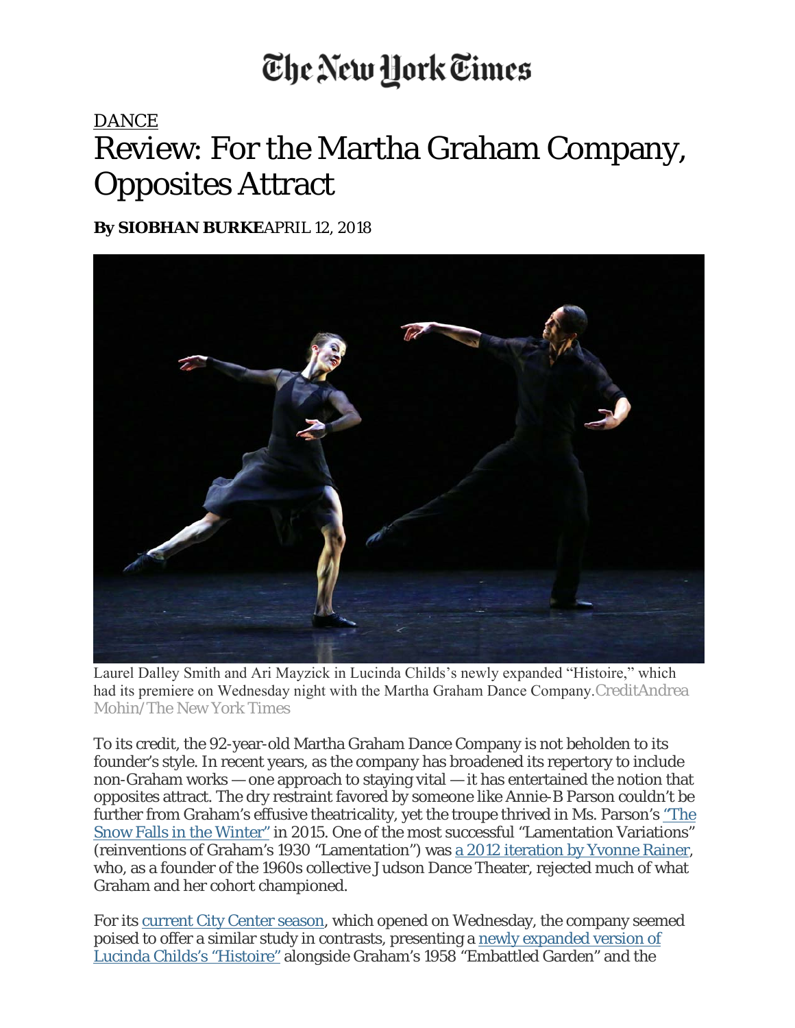# The New York Times

DANCE

# Review: For the Martha Graham Company, Opposites Attract

**By SIOBHAN BURKE** APRIL 12, 2018

Laurel Dalley Smith and Ari Mayzick in Lucinda Childs's newly expanded "Histoire," which had its premiere on Wednesday night with the Martha Graham Dance Company. Credit Andrea Mohin/The New York Times

To its credit, the 92-year-old Martha Graham Dance Company is not beholden to its founder's style. In recent years, as the company has broadened its repertory to include non-Graham works — one approach to staying vital — it has entertained the notion that opposites attract. The dry restraint favored by someone like Annie-B Parson couldn't be further from Graham's effusive theatricality, yet the troupe thrived in Ms. Parson's "The Snow Falls in the Winter" in 2015. One of the most successful "Lamentation Variations" (reinventions of Graham's 1930 "Lamentation") was a 2012 iteration by Yvonne Rainer, who, as a founder of the 1960s collective Judson Dance Theater, rejected much of what Graham and her cohort championed.

For its current City Center season, which opened on Wednesday, the company seemed poised to offer a similar study in contrasts, presenting a newly expanded version of Lucinda Childs's "Histoire" alongside Graham's 1958 "Embattled Garden" and the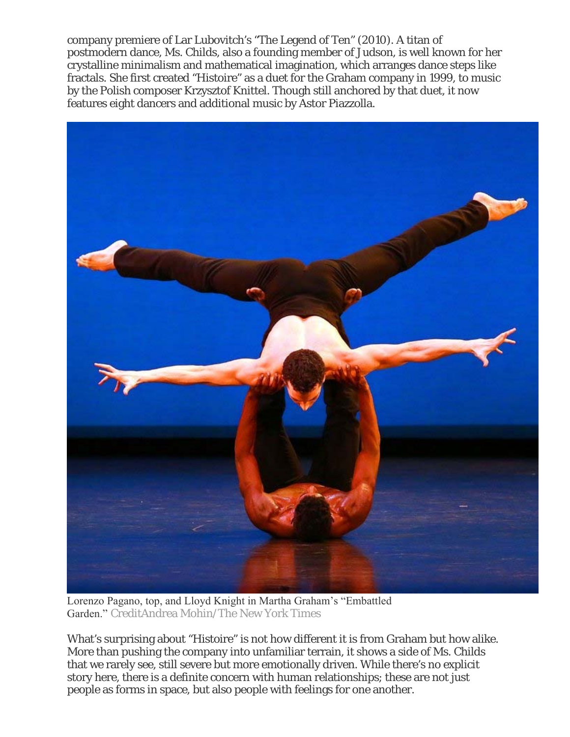company premiere of Lar Lubovitch's "The Legend of Ten" (2010). A titan of postmodern dance, Ms. Childs, also a founding member of Judson, is well known for her crystalline minimalism and mathematical imagination, which arranges dance steps like fractals. She first created "Histoire" as a duet for the Graham company in 1999, to music by the Polish composer Krzysztof Knittel. Though still anchored by that duet, it now features eight dancers and additional music by Astor Piazzolla.

Lorenzo Pagano, top, and Lloyd Knight in Martha Graham's "Embattled Garden." CreditAndrea Mohin/The New York Times

What's surprising about "Histoire" is not how different it is from Graham but how alike. More than pushing the company into unfamiliar terrain, it shows a side of Ms. Childs that we rarely see, still severe but more emotionally driven. While there's no explicit story here, there is a definite concern with human relationships; these are not just people as forms in space, but also people with feelings for one another.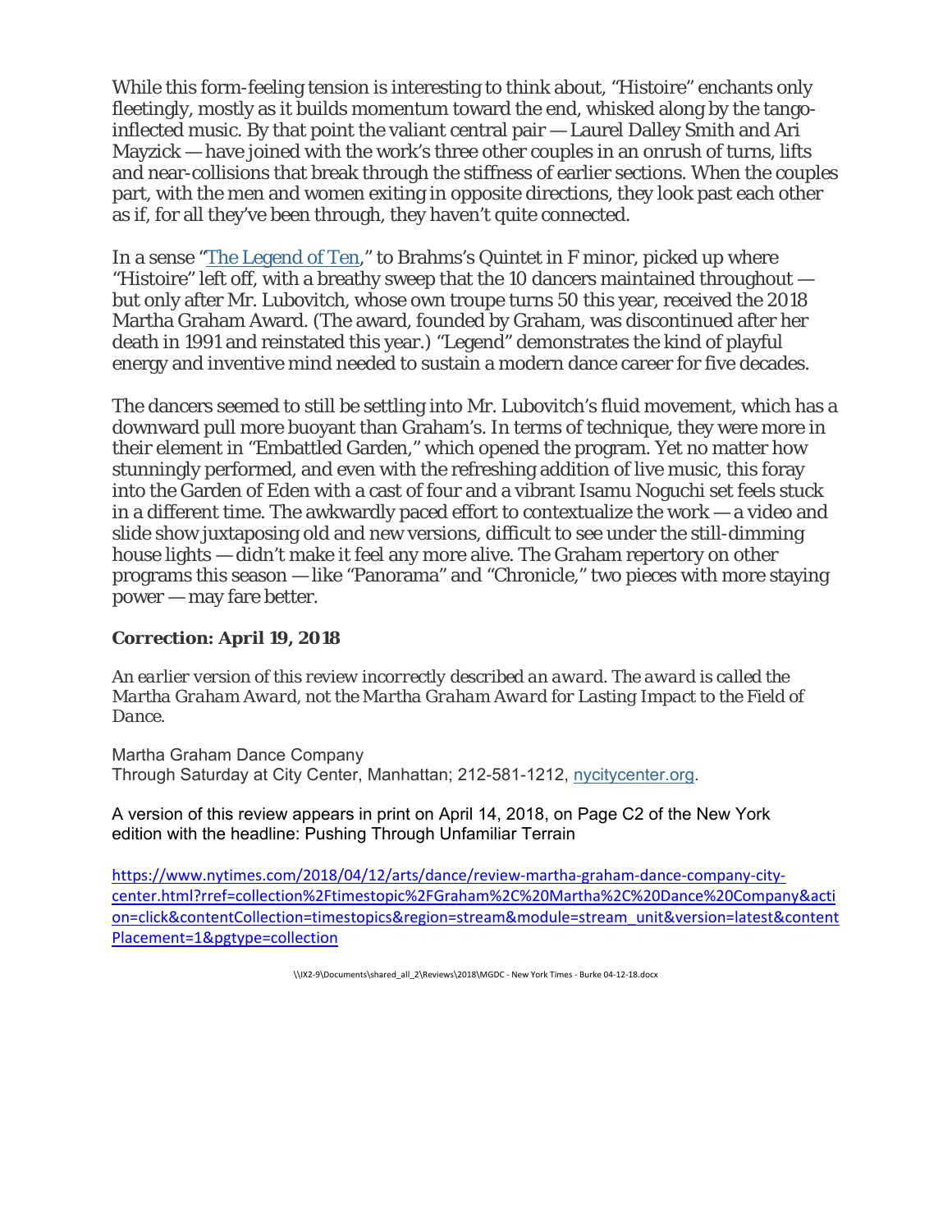While this form-feeling tension is interesting to think about, "Histoire" enchants only fleetingly, mostly as it builds momentum toward the end, whisked along by the tango-inflected music. By that point the valiant central pair — Laurel Dalley Smith and Ari Mayzick — have joined with the work's three other couples in an onrush of turns, lifts and near-collisions that break through the stiffness of earlier sections. When the couples part, with the men and women exiting in opposite directions, they look past each other as if, for all they've been through, they haven't quite connected.

In a sense "[The Legend of Ten](The Legend of Ten)," to Brahms's Quintet in F minor, picked up where "Histoire" left off, with a breathy sweep that the 10 dancers maintained throughout — but only after Mr. Lubovitch, whose own troupe turns 50 this year, received the 2018 Martha Graham Award. (The award, founded by Graham, was discontinued after her death in 1991 and reinstated this year.) "Legend" demonstrates the kind of playful energy and inventive mind needed to sustain a modern dance career for five decades.

The dancers seemed to still be settling into Mr. Lubovitch's fluid movement, which has a downward pull more buoyant than Graham's. In terms of technique, they were more in their element in "Embattled Garden," which opened the program. Yet no matter how stunningly performed, and even with the refreshing addition of live music, this foray into the Garden of Eden with a cast of four and a vibrant Isamu Noguchi set feels stuck in a different time. The awkwardly paced effort to contextualize the work — a video and slide show juxtaposing old and new versions, difficult to see under the still-dimming house lights — didn't make it feel any more alive. The Graham repertory on other programs this season — like "Panorama" and "Chronicle," two pieces with more staying power — may fare better.

**Correction: April 19, 2018**

*An earlier version of this review incorrectly described an award. The award is called the Martha Graham Award, not the Martha Graham Award for Lasting Impact to the Field of Dance.*

Martha Graham Dance Company
Through Saturday at City Center, Manhattan; 212-581-1212, nycitycenter.org.

A version of this review appears in print on April 14, 2018, on Page C2 of the New York edition with the headline: Pushing Through Unfamiliar Terrain

https://www.nytimes.com/2018/04/12/arts/dance/review-martha-graham-dance-company-city-center.html?rref=collection%2Ftimestopic%2FGraham%2C%20Martha%2C%20Dance%20Company&action=click&contentCollection=timestopics&region=stream&module=stream_unit&version=latest&contentPlacement=1&pgtype=collection

\\IX2-9\Documents\shared_all_2\Reviews\2018\MGDC - New York Times - Burke 04-12-18.docx